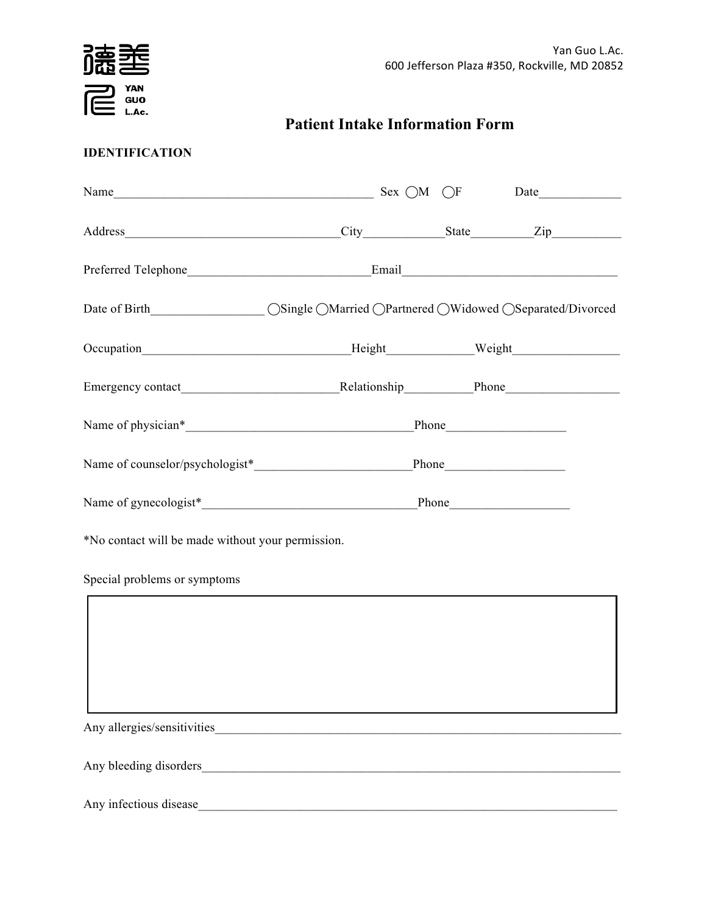YAN GUO L.Ac.

Yan Guo L.Ac.
600 Jefferson Plaza #350, Rockville, MD 20852

# Patient Intake Information Form

**IDENTIFICATION**

Name_________________________________________ Sex ◯M ◯F Date_____________

Address__________________________________City____________State_________Zip___________

Preferred Telephone____________________________Email_________________________________

Date of Birth_________________ ◯Single ◯Married ◯Partnered ◯Widowed ◯Separated/Divorced

Occupation________________________________Height_____________Weight________________

Emergency contact________________________Relationship__________Phone_________________

Name of physician*___________________________________Phone__________________

Name of counselor/psychologist*________________________Phone__________________

Name of gynecologist*_________________________________Phone__________________

*No contact will be made without your permission.

Special problems or symptoms

|   |
|---|
|   |

Any allergies/sensitivities______________________________________________________________

Any bleeding disorders_________________________________________________________________

Any infectious disease_________________________________________________________________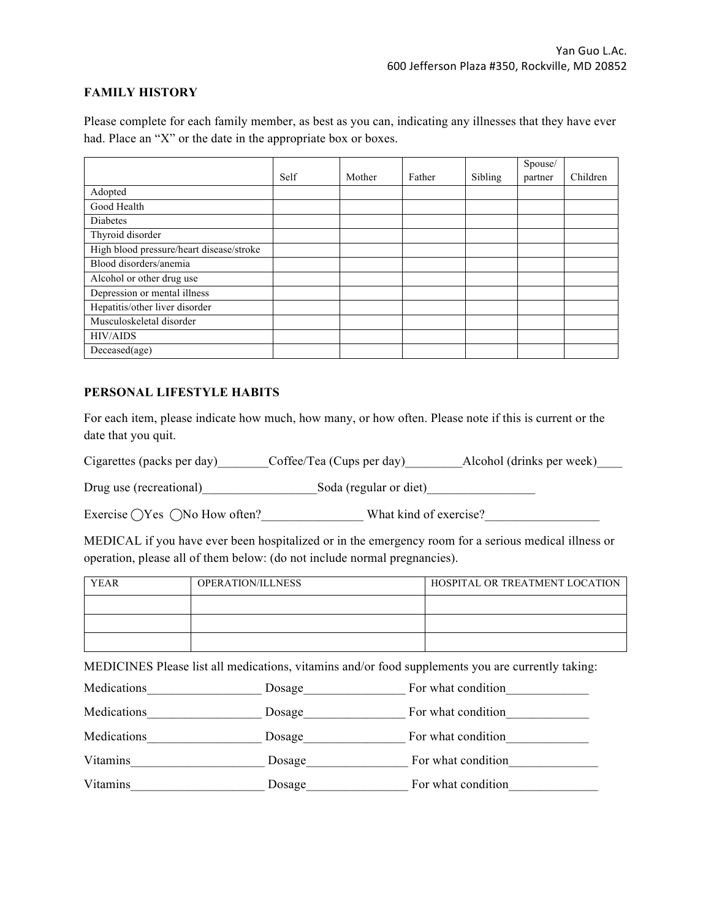Yan Guo L.Ac.
600 Jefferson Plaza #350, Rockville, MD 20852

## FAMILY HISTORY

Please complete for each family member, as best as you can, indicating any illnesses that they have ever had. Place an "X" or the date in the appropriate box or boxes.

| | Self | Mother | Father | Sibling | Spouse/ partner | Children |
|---|---|---|---|---|---|---|
| Adopted | | | | | | |
| Good Health | | | | | | |
| Diabetes | | | | | | |
| Thyroid disorder | | | | | | |
| High blood pressure/heart disease/stroke | | | | | | |
| Blood disorders/anemia | | | | | | |
| Alcohol or other drug use | | | | | | |
| Depression or mental illness | | | | | | |
| Hepatitis/other liver disorder | | | | | | |
| Musculoskeletal disorder | | | | | | |
| HIV/AIDS | | | | | | |
| Deceased(age) | | | | | | |

## PERSONAL LIFESTYLE HABITS

For each item, please indicate how much, how many, or how often. Please note if this is current or the date that you quit.

Cigarettes (packs per day)________Coffee/Tea (Cups per day)_________Alcohol (drinks per week)____

Drug use (recreational)__________________Soda (regular or diet)_________________

Exercise ◯Yes ◯No How often?________________ What kind of exercise?__________________

MEDICAL if you have ever been hospitalized or in the emergency room for a serious medical illness or operation, please all of them below: (do not include normal pregnancies).

| YEAR | OPERATION/ILLNESS | HOSPITAL OR TREATMENT LOCATION |
|---|---|---|
| | | |
| | | |
| | | |

MEDICINES Please list all medications, vitamins and/or food supplements you are currently taking:

Medications__________________ Dosage________________ For what condition_____________

Medications__________________ Dosage________________ For what condition_____________

Medications__________________ Dosage________________ For what condition_____________

Vitamins_____________________ Dosage________________ For what condition______________

Vitamins_____________________ Dosage________________ For what condition______________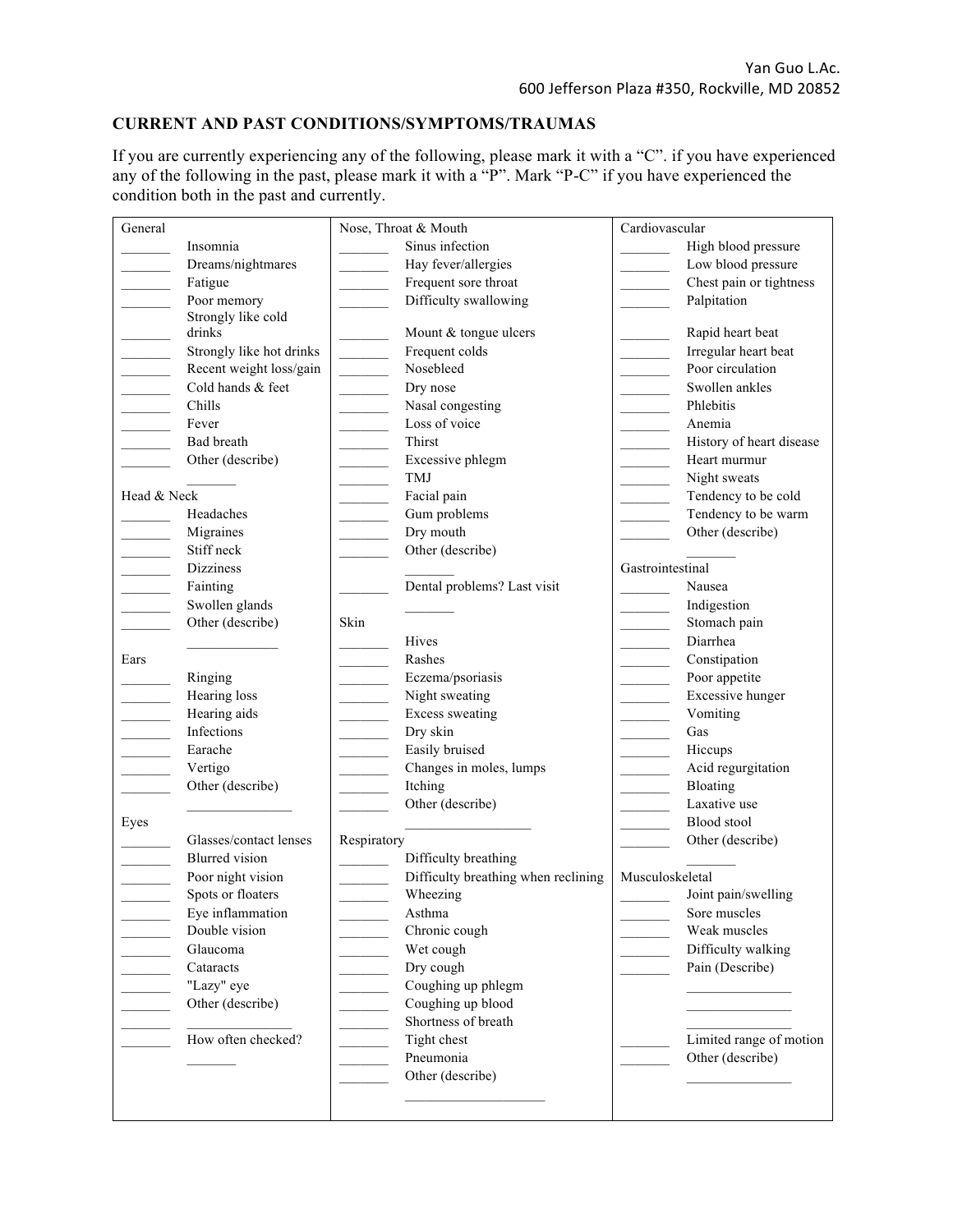Yan Guo L.Ac.
600 Jefferson Plaza #350, Rockville, MD 20852

## CURRENT AND PAST CONDITIONS/SYMPTOMS/TRAUMAS

If you are currently experiencing any of the following, please mark it with a "C". if you have experienced any of the following in the past, please mark it with a "P". Mark "P-C" if you have experienced the condition both in the past and currently.

### General

_______ Insomnia
_______ Dreams/nightmares
_______ Fatigue
_______ Poor memory
_______ Strongly like cold drinks
_______ Strongly like hot drinks
_______ Recent weight loss/gain
_______ Cold hands & feet
_______ Chills
_______ Fever
_______ Bad breath
_______ Other (describe) _______

### Head & Neck

_______ Headaches
_______ Migraines
_______ Stiff neck
_______ Dizziness
_______ Fainting
_______ Swollen glands
_______ Other (describe) _____________

### Ears

_______ Ringing
_______ Hearing loss
_______ Hearing aids
_______ Infections
_______ Earache
_______ Vertigo
_______ Other (describe) _______________

### Eyes

_______ Glasses/contact lenses
_______ Blurred vision
_______ Poor night vision
_______ Spots or floaters
_______ Eye inflammation
_______ Double vision
_______ Glaucoma
_______ Cataracts
_______ "Lazy" eye
_______ Other (describe)
_______ _______________
_______ How often checked? _______

### Nose, Throat & Mouth

_______ Sinus infection
_______ Hay fever/allergies
_______ Frequent sore throat
_______ Difficulty swallowing
_______ Mount & tongue ulcers
_______ Frequent colds
_______ Nosebleed
_______ Dry nose
_______ Nasal congesting
_______ Loss of voice
_______ Thirst
_______ Excessive phlegm
_______ TMJ
_______ Facial pain
_______ Gum problems
_______ Dry mouth
_______ Other (describe) _______
_______ Dental problems? Last visit _______

### Skin

_______ Hives
_______ Rashes
_______ Eczema/psoriasis
_______ Night sweating
_______ Excess sweating
_______ Dry skin
_______ Easily bruised
_______ Changes in moles, lumps
_______ Itching
_______ Other (describe) __________________

### Respiratory

_______ Difficulty breathing
_______ Difficulty breathing when reclining
_______ Wheezing
_______ Asthma
_______ Chronic cough
_______ Wet cough
_______ Dry cough
_______ Coughing up phlegm
_______ Coughing up blood
_______ Shortness of breath
_______ Tight chest
_______ Pneumonia
_______ Other (describe) ____________________

### Cardiovascular

_______ High blood pressure
_______ Low blood pressure
_______ Chest pain or tightness
_______ Palpitation
_______ Rapid heart beat
_______ Irregular heart beat
_______ Poor circulation
_______ Swollen ankles
_______ Phlebitis
_______ Anemia
_______ History of heart disease
_______ Heart murmur
_______ Night sweats
_______ Tendency to be cold
_______ Tendency to be warm
_______ Other (describe) _______

### Gastrointestinal

_______ Nausea
_______ Indigestion
_______ Stomach pain
_______ Diarrhea
_______ Constipation
_______ Poor appetite
_______ Excessive hunger
_______ Vomiting
_______ Gas
_______ Hiccups
_______ Acid regurgitation
_______ Bloating
_______ Laxative use
_______ Blood stool
_______ Other (describe) _______

### Musculoskeletal

_______ Joint pain/swelling
_______ Sore muscles
_______ Weak muscles
_______ Difficulty walking
_______ Pain (Describe) _______________ _______________ _______________
_______ Limited range of motion
_______ Other (describe) _______________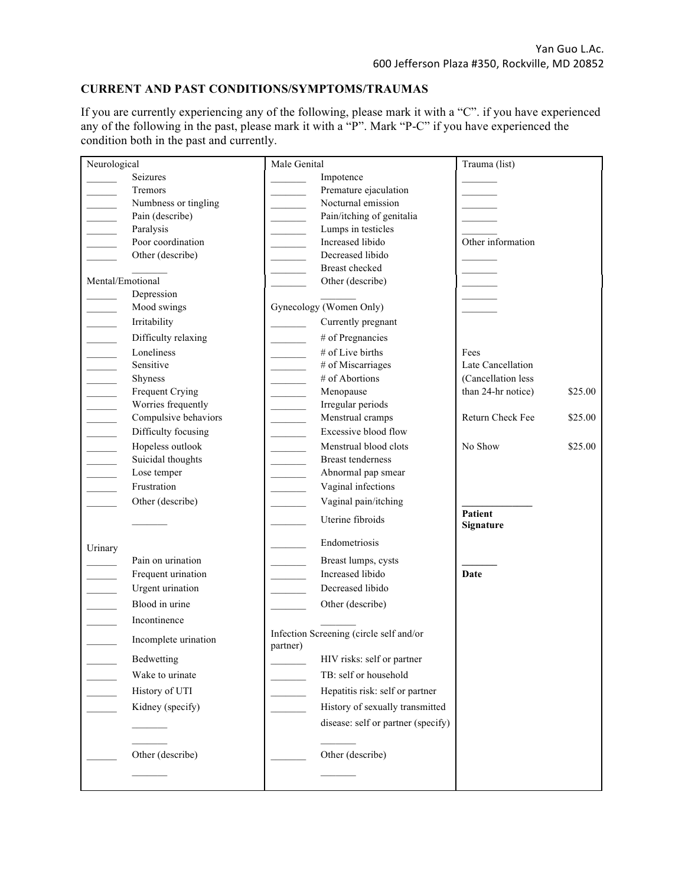Yan Guo L.Ac.
600 Jefferson Plaza #350, Rockville, MD 20852

**CURRENT AND PAST CONDITIONS/SYMPTOMS/TRAUMAS**

If you are currently experiencing any of the following, please mark it with a "C". if you have experienced any of the following in the past, please mark it with a "P". Mark "P-C" if you have experienced the condition both in the past and currently.

**Neurological**

______ Seizures
______ Tremors
______ Numbness or tingling
______ Pain (describe)
______ Paralysis
______ Poor coordination
______ Other (describe)
_______

**Mental/Emotional**

______ Depression
______ Mood swings
______ Irritability
______ Difficulty relaxing
______ Loneliness
______ Sensitive
______ Shyness
______ Frequent Crying
______ Worries frequently
______ Compulsive behaviors
______ Difficulty focusing
______ Hopeless outlook
______ Suicidal thoughts
______ Lose temper
______ Frustration
______ Other (describe)
_______

**Urinary**

______ Pain on urination
______ Frequent urination
______ Urgent urination
______ Blood in urine
______ Incontinence
______ Incomplete urination
______ Bedwetting
______ Wake to urinate
______ History of UTI
______ Kidney (specify)
_______
_______
______ Other (describe)
_______

**Male Genital**

_______ Impotence
_______ Premature ejaculation
_______ Nocturnal emission
_______ Pain/itching of genitalia
_______ Lumps in testicles
_______ Increased libido
_______ Decreased libido
_______ Breast checked
_______ Other (describe)
_______

**Gynecology (Women Only)**

_______ Currently pregnant
_______ # of Pregnancies
_______ # of Live births
_______ # of Miscarriages
_______ # of Abortions
_______ Menopause
_______ Irregular periods
_______ Menstrual cramps
_______ Excessive blood flow
_______ Menstrual blood clots
_______ Breast tenderness
_______ Abnormal pap smear
_______ Vaginal infections
_______ Vaginal pain/itching
_______ Uterine fibroids
_______ Endometriosis
_______ Breast lumps, cysts
_______ Increased libido
_______ Decreased libido
_______ Other (describe)
_______

**Infection Screening (circle self and/or partner)**

_______ HIV risks: self or partner
_______ TB: self or household
_______ Hepatitis risk: self or partner
_______ History of sexually transmitted disease: self or partner (specify)
_______
_______ Other (describe)
_______

**Trauma (list)**

_______
_______
_______
_______
_______

**Other information**

_______
_______
_______
_______
_______

**Fees**

| | |
|---|---|
| Late Cancellation (Cancellation less than 24-hr notice) | $25.00 |
| Return Check Fee | $25.00 |
| No Show | $25.00 |

______________
**Patient Signature**

_______
**Date**